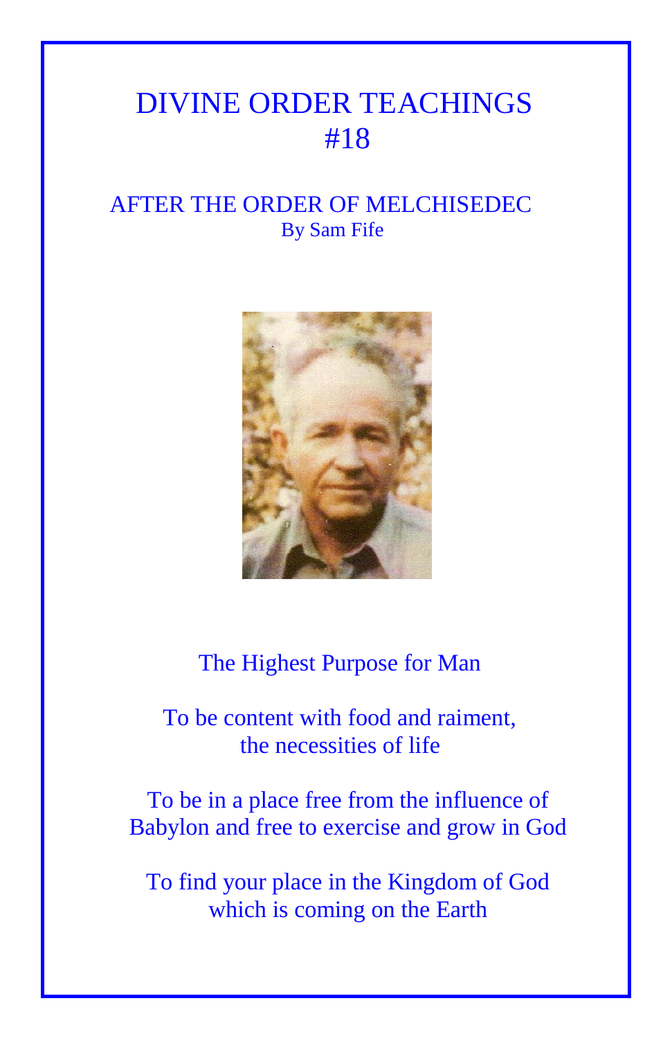# DIVINE ORDER TEACHINGS
# #18

## AFTER THE ORDER OF MELCHISEDEC

By Sam Fife

The Highest Purpose for Man

To be content with food and raiment,
the necessities of life

To be in a place free from the influence of
Babylon and free to exercise and grow in God

To find your place in the Kingdom of God
which is coming on the Earth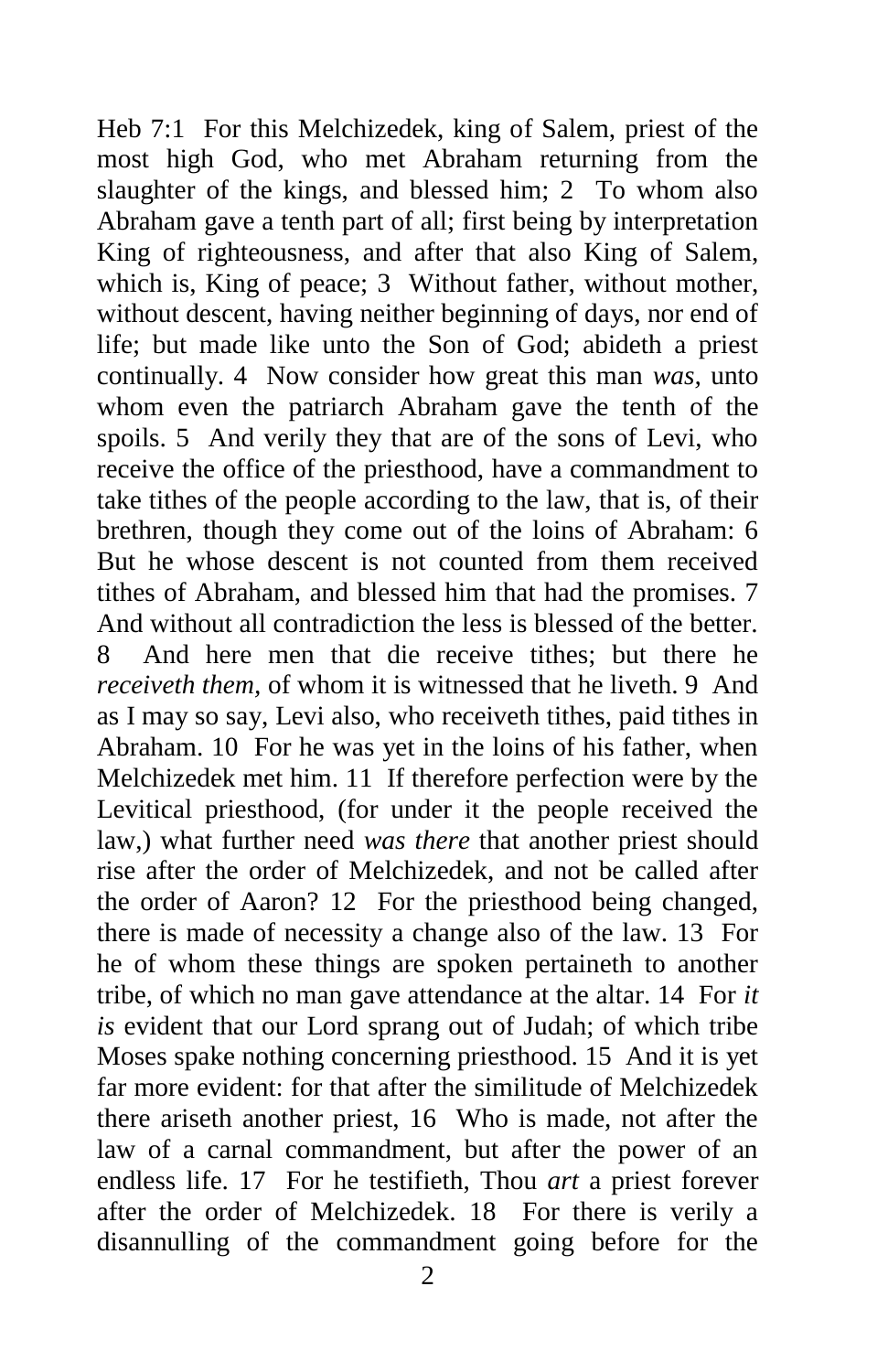Heb 7:1 For this Melchizedek, king of Salem, priest of the most high God, who met Abraham returning from the slaughter of the kings, and blessed him; 2 To whom also Abraham gave a tenth part of all; first being by interpretation King of righteousness, and after that also King of Salem, which is, King of peace; 3 Without father, without mother, without descent, having neither beginning of days, nor end of life; but made like unto the Son of God; abideth a priest continually. 4 Now consider how great this man *was,* unto whom even the patriarch Abraham gave the tenth of the spoils. 5 And verily they that are of the sons of Levi, who receive the office of the priesthood, have a commandment to take tithes of the people according to the law, that is, of their brethren, though they come out of the loins of Abraham: 6 But he whose descent is not counted from them received tithes of Abraham, and blessed him that had the promises. 7 And without all contradiction the less is blessed of the better. 8 And here men that die receive tithes; but there he *receiveth them,* of whom it is witnessed that he liveth. 9 And as I may so say, Levi also, who receiveth tithes, paid tithes in Abraham. 10 For he was yet in the loins of his father, when Melchizedek met him. 11 If therefore perfection were by the Levitical priesthood, (for under it the people received the law,) what further need *was there* that another priest should rise after the order of Melchizedek, and not be called after the order of Aaron? 12 For the priesthood being changed, there is made of necessity a change also of the law. 13 For he of whom these things are spoken pertaineth to another tribe, of which no man gave attendance at the altar. 14 For *it is* evident that our Lord sprang out of Judah; of which tribe Moses spake nothing concerning priesthood. 15 And it is yet far more evident: for that after the similitude of Melchizedek there ariseth another priest, 16 Who is made, not after the law of a carnal commandment, but after the power of an endless life. 17 For he testifieth, Thou *art* a priest forever after the order of Melchizedek. 18 For there is verily a disannulling of the commandment going before for the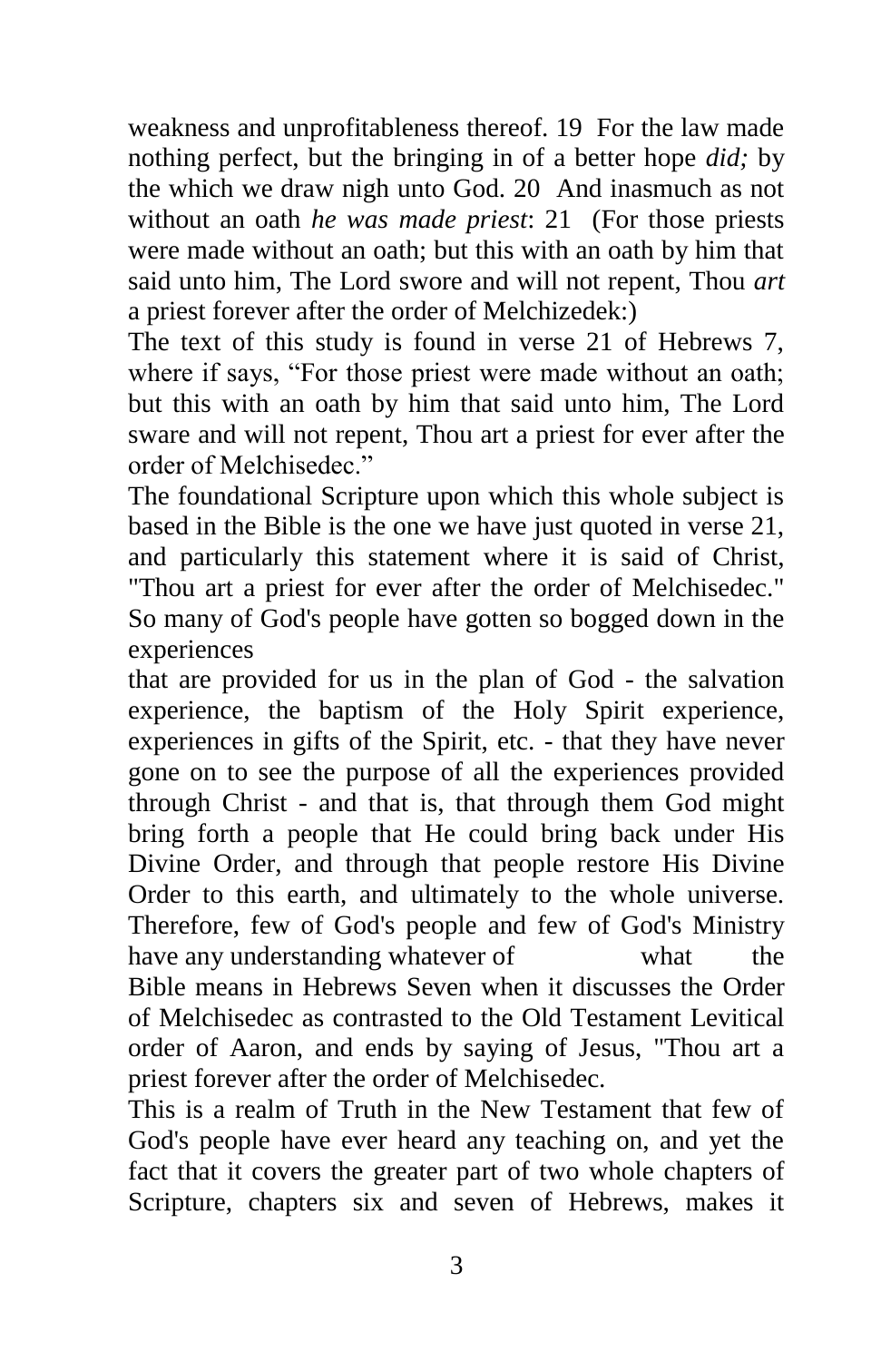weakness and unprofitableness thereof. 19 For the law made nothing perfect, but the bringing in of a better hope *did;* by the which we draw nigh unto God. 20 And inasmuch as not without an oath *he was made priest*: 21 (For those priests were made without an oath; but this with an oath by him that said unto him, The Lord swore and will not repent, Thou *art* a priest forever after the order of Melchizedek:)

The text of this study is found in verse 21 of Hebrews 7, where if says, "For those priest were made without an oath; but this with an oath by him that said unto him, The Lord sware and will not repent, Thou art a priest for ever after the order of Melchisedec."

The foundational Scripture upon which this whole subject is based in the Bible is the one we have just quoted in verse 21, and particularly this statement where it is said of Christ, "Thou art a priest for ever after the order of Melchisedec." So many of God's people have gotten so bogged down in the experiences that are provided for us in the plan of God - the salvation experience, the baptism of the Holy Spirit experience, experiences in gifts of the Spirit, etc. - that they have never gone on to see the purpose of all the experiences provided through Christ - and that is, that through them God might bring forth a people that He could bring back under His Divine Order, and through that people restore His Divine Order to this earth, and ultimately to the whole universe. Therefore, few of God's people and few of God's Ministry have any understanding whatever of what the Bible means in Hebrews Seven when it discusses the Order of Melchisedec as contrasted to the Old Testament Levitical order of Aaron, and ends by saying of Jesus, "Thou art a priest forever after the order of Melchisedec.

This is a realm of Truth in the New Testament that few of God's people have ever heard any teaching on, and yet the fact that it covers the greater part of two whole chapters of Scripture, chapters six and seven of Hebrews, makes it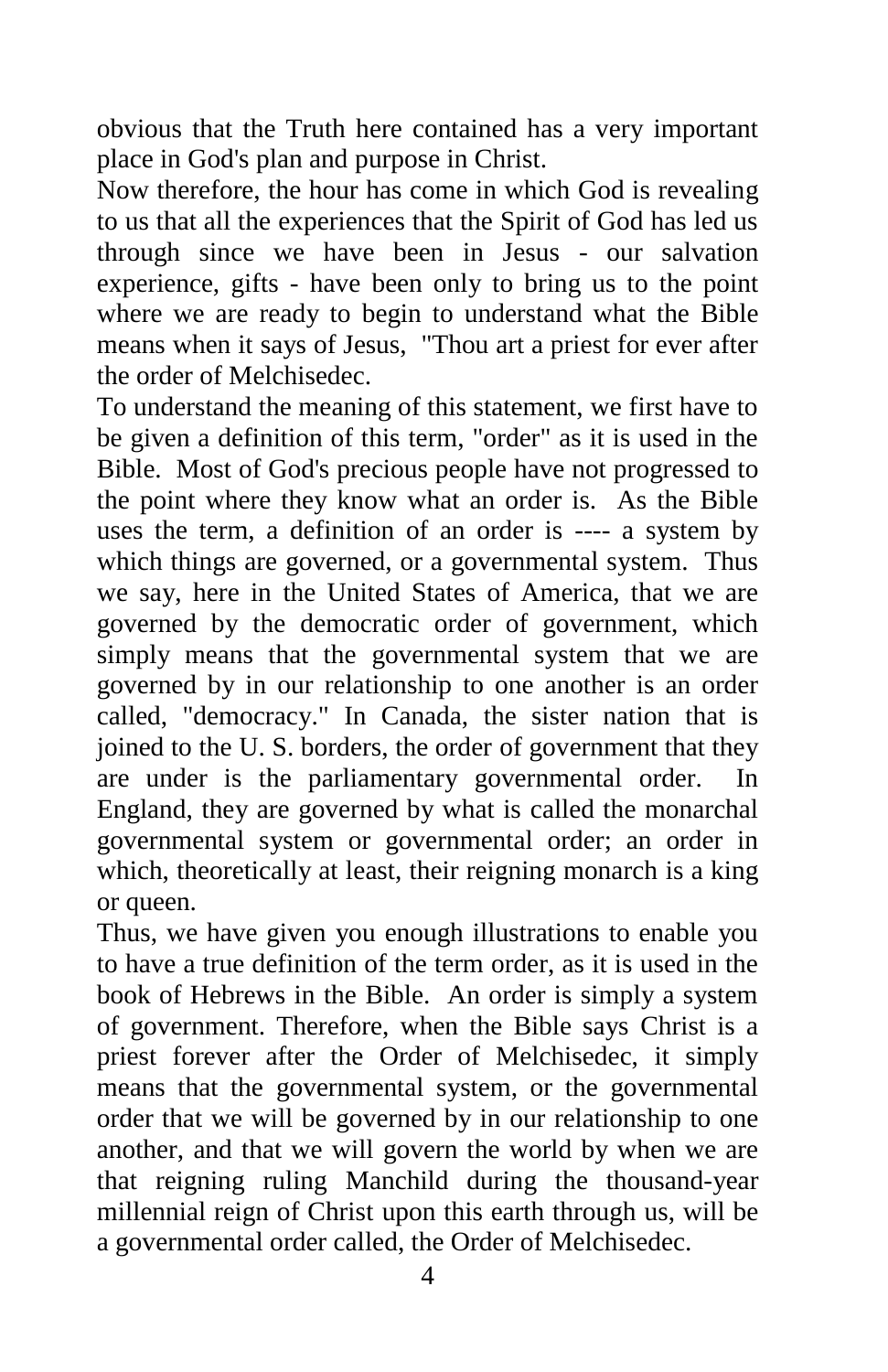obvious that the Truth here contained has a very important place in God's plan and purpose in Christ.

Now therefore, the hour has come in which God is revealing to us that all the experiences that the Spirit of God has led us through since we have been in Jesus - our salvation experience, gifts - have been only to bring us to the point where we are ready to begin to understand what the Bible means when it says of Jesus, "Thou art a priest for ever after the order of Melchisedec.

To understand the meaning of this statement, we first have to be given a definition of this term, "order" as it is used in the Bible. Most of God's precious people have not progressed to the point where they know what an order is. As the Bible uses the term, a definition of an order is ---- a system by which things are governed, or a governmental system. Thus we say, here in the United States of America, that we are governed by the democratic order of government, which simply means that the governmental system that we are governed by in our relationship to one another is an order called, "democracy." In Canada, the sister nation that is joined to the U. S. borders, the order of government that they are under is the parliamentary governmental order. In England, they are governed by what is called the monarchal governmental system or governmental order; an order in which, theoretically at least, their reigning monarch is a king or queen.

Thus, we have given you enough illustrations to enable you to have a true definition of the term order, as it is used in the book of Hebrews in the Bible. An order is simply a system of government. Therefore, when the Bible says Christ is a priest forever after the Order of Melchisedec, it simply means that the governmental system, or the governmental order that we will be governed by in our relationship to one another, and that we will govern the world by when we are that reigning ruling Manchild during the thousand-year millennial reign of Christ upon this earth through us, will be a governmental order called, the Order of Melchisedec.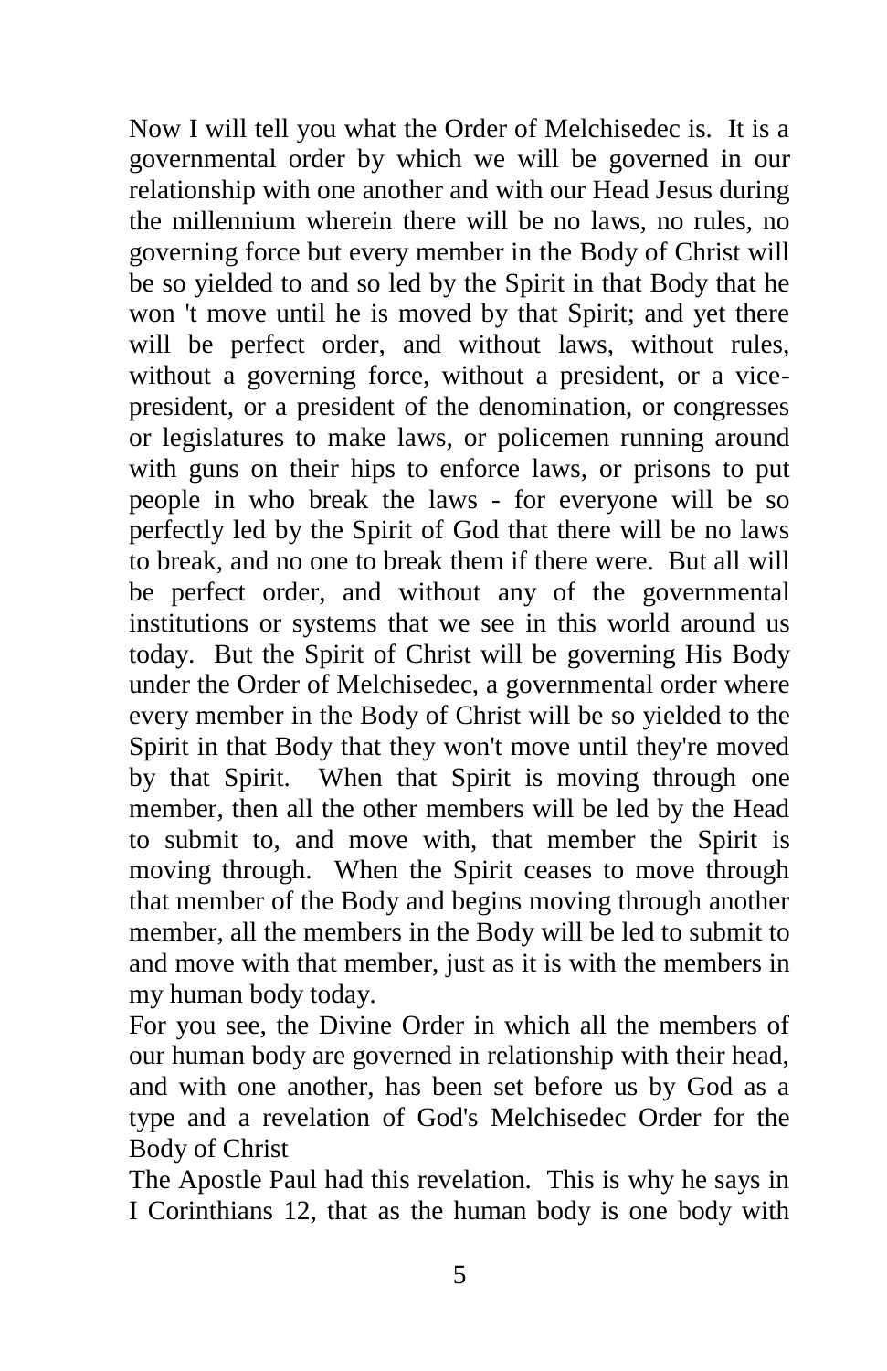Now I will tell you what the Order of Melchisedec is. It is a governmental order by which we will be governed in our relationship with one another and with our Head Jesus during the millennium wherein there will be no laws, no rules, no governing force but every member in the Body of Christ will be so yielded to and so led by the Spirit in that Body that he won 't move until he is moved by that Spirit; and yet there will be perfect order, and without laws, without rules, without a governing force, without a president, or a vice-president, or a president of the denomination, or congresses or legislatures to make laws, or policemen running around with guns on their hips to enforce laws, or prisons to put people in who break the laws - for everyone will be so perfectly led by the Spirit of God that there will be no laws to break, and no one to break them if there were. But all will be perfect order, and without any of the governmental institutions or systems that we see in this world around us today. But the Spirit of Christ will be governing His Body under the Order of Melchisedec, a governmental order where every member in the Body of Christ will be so yielded to the Spirit in that Body that they won't move until they're moved by that Spirit. When that Spirit is moving through one member, then all the other members will be led by the Head to submit to, and move with, that member the Spirit is moving through. When the Spirit ceases to move through that member of the Body and begins moving through another member, all the members in the Body will be led to submit to and move with that member, just as it is with the members in my human body today.

For you see, the Divine Order in which all the members of our human body are governed in relationship with their head, and with one another, has been set before us by God as a type and a revelation of God's Melchisedec Order for the Body of Christ

The Apostle Paul had this revelation. This is why he says in I Corinthians 12, that as the human body is one body with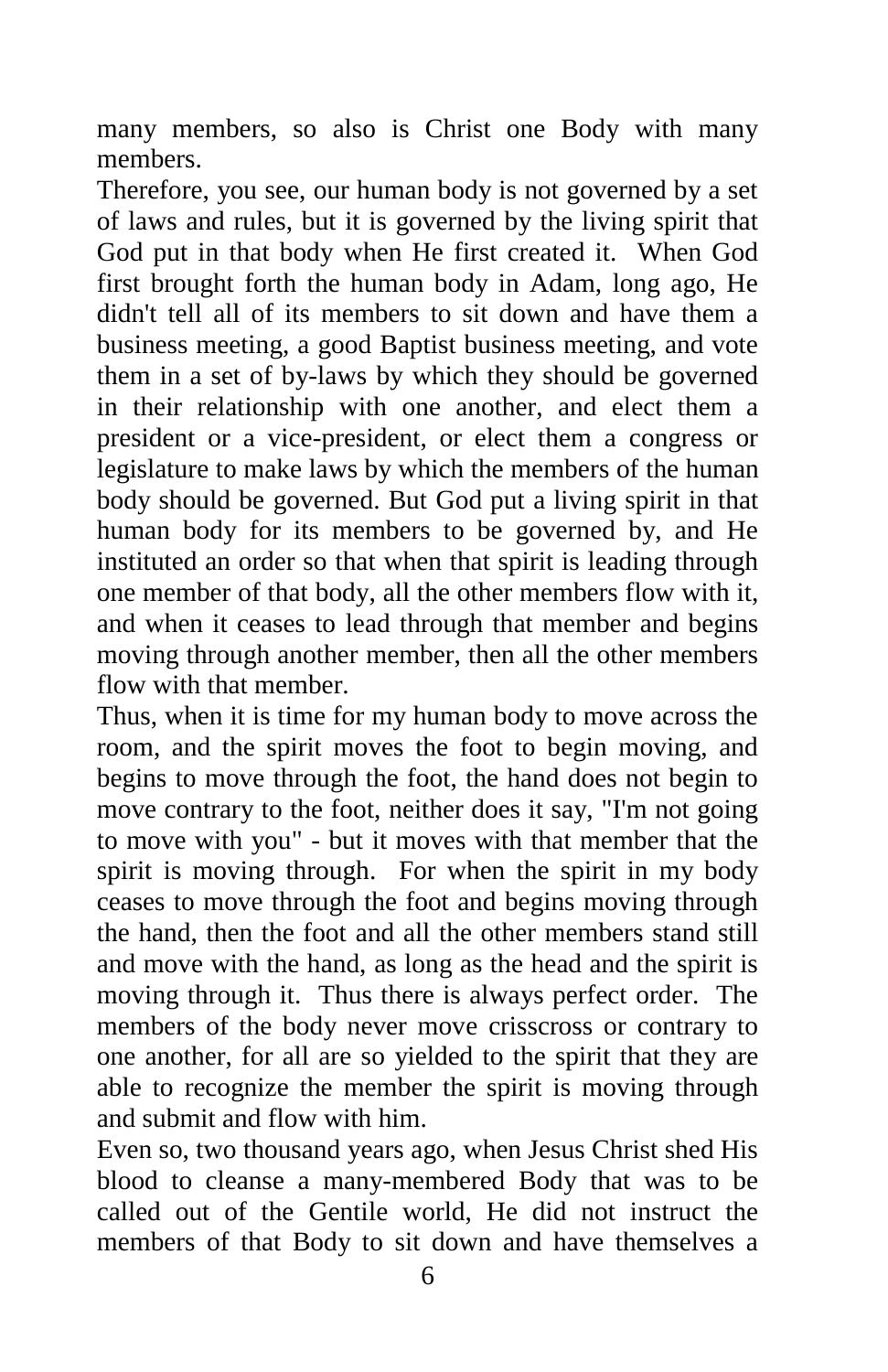many members, so also is Christ one Body with many members.

Therefore, you see, our human body is not governed by a set of laws and rules, but it is governed by the living spirit that God put in that body when He first created it. When God first brought forth the human body in Adam, long ago, He didn't tell all of its members to sit down and have them a business meeting, a good Baptist business meeting, and vote them in a set of by-laws by which they should be governed in their relationship with one another, and elect them a president or a vice-president, or elect them a congress or legislature to make laws by which the members of the human body should be governed. But God put a living spirit in that human body for its members to be governed by, and He instituted an order so that when that spirit is leading through one member of that body, all the other members flow with it, and when it ceases to lead through that member and begins moving through another member, then all the other members flow with that member.

Thus, when it is time for my human body to move across the room, and the spirit moves the foot to begin moving, and begins to move through the foot, the hand does not begin to move contrary to the foot, neither does it say, "I'm not going to move with you" - but it moves with that member that the spirit is moving through. For when the spirit in my body ceases to move through the foot and begins moving through the hand, then the foot and all the other members stand still and move with the hand, as long as the head and the spirit is moving through it. Thus there is always perfect order. The members of the body never move crisscross or contrary to one another, for all are so yielded to the spirit that they are able to recognize the member the spirit is moving through and submit and flow with him.

Even so, two thousand years ago, when Jesus Christ shed His blood to cleanse a many-membered Body that was to be called out of the Gentile world, He did not instruct the members of that Body to sit down and have themselves a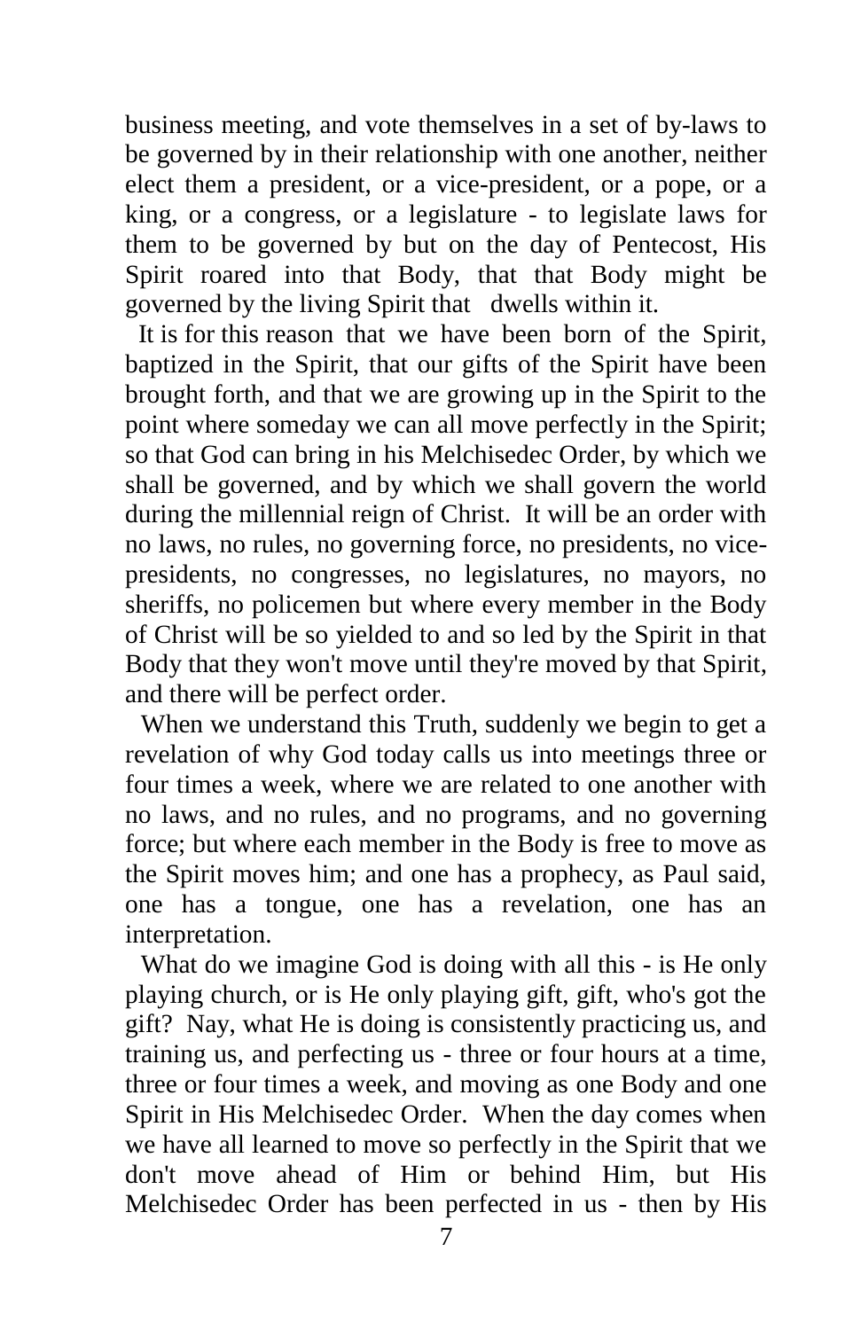business meeting, and vote themselves in a set of by-laws to be governed by in their relationship with one another, neither elect them a president, or a vice-president, or a pope, or a king, or a congress, or a legislature - to legislate laws for them to be governed by but on the day of Pentecost, His Spirit roared into that Body, that that Body might be governed by the living Spirit that dwells within it.

It is for this reason that we have been born of the Spirit, baptized in the Spirit, that our gifts of the Spirit have been brought forth, and that we are growing up in the Spirit to the point where someday we can all move perfectly in the Spirit; so that God can bring in his Melchisedec Order, by which we shall be governed, and by which we shall govern the world during the millennial reign of Christ. It will be an order with no laws, no rules, no governing force, no presidents, no vice-presidents, no congresses, no legislatures, no mayors, no sheriffs, no policemen but where every member in the Body of Christ will be so yielded to and so led by the Spirit in that Body that they won't move until they're moved by that Spirit, and there will be perfect order.

When we understand this Truth, suddenly we begin to get a revelation of why God today calls us into meetings three or four times a week, where we are related to one another with no laws, and no rules, and no programs, and no governing force; but where each member in the Body is free to move as the Spirit moves him; and one has a prophecy, as Paul said, one has a tongue, one has a revelation, one has an interpretation.

What do we imagine God is doing with all this - is He only playing church, or is He only playing gift, gift, who's got the gift? Nay, what He is doing is consistently practicing us, and training us, and perfecting us - three or four hours at a time, three or four times a week, and moving as one Body and one Spirit in His Melchisedec Order. When the day comes when we have all learned to move so perfectly in the Spirit that we don't move ahead of Him or behind Him, but His Melchisedec Order has been perfected in us - then by His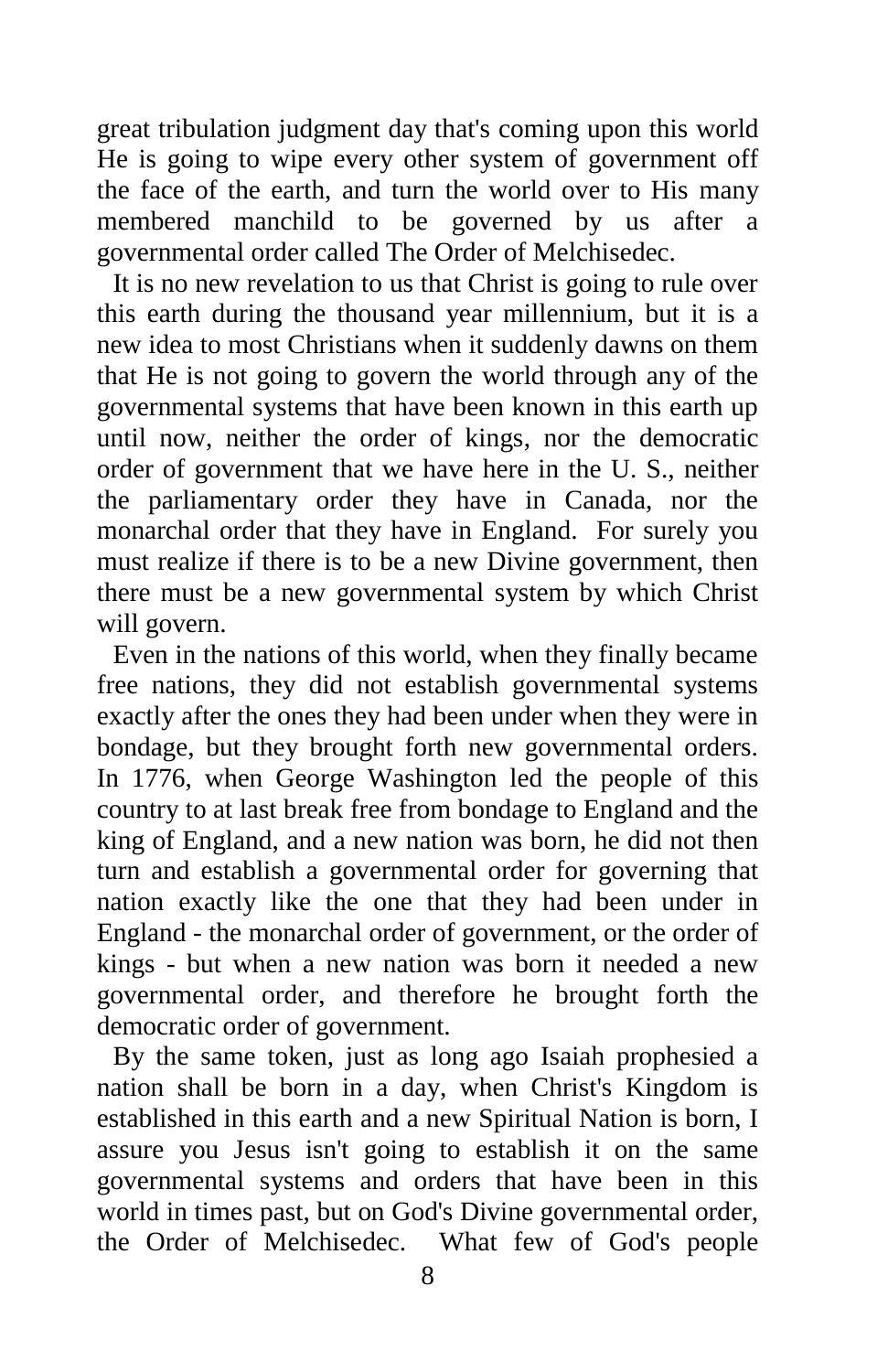great tribulation judgment day that's coming upon this world He is going to wipe every other system of government off the face of the earth, and turn the world over to His many membered manchild to be governed by us after a governmental order called The Order of Melchisedec.

It is no new revelation to us that Christ is going to rule over this earth during the thousand year millennium, but it is a new idea to most Christians when it suddenly dawns on them that He is not going to govern the world through any of the governmental systems that have been known in this earth up until now, neither the order of kings, nor the democratic order of government that we have here in the U. S., neither the parliamentary order they have in Canada, nor the monarchal order that they have in England. For surely you must realize if there is to be a new Divine government, then there must be a new governmental system by which Christ will govern.

Even in the nations of this world, when they finally became free nations, they did not establish governmental systems exactly after the ones they had been under when they were in bondage, but they brought forth new governmental orders. In 1776, when George Washington led the people of this country to at last break free from bondage to England and the king of England, and a new nation was born, he did not then turn and establish a governmental order for governing that nation exactly like the one that they had been under in England - the monarchal order of government, or the order of kings - but when a new nation was born it needed a new governmental order, and therefore he brought forth the democratic order of government.

By the same token, just as long ago Isaiah prophesied a nation shall be born in a day, when Christ's Kingdom is established in this earth and a new Spiritual Nation is born, I assure you Jesus isn't going to establish it on the same governmental systems and orders that have been in this world in times past, but on God's Divine governmental order, the Order of Melchisedec. What few of God's people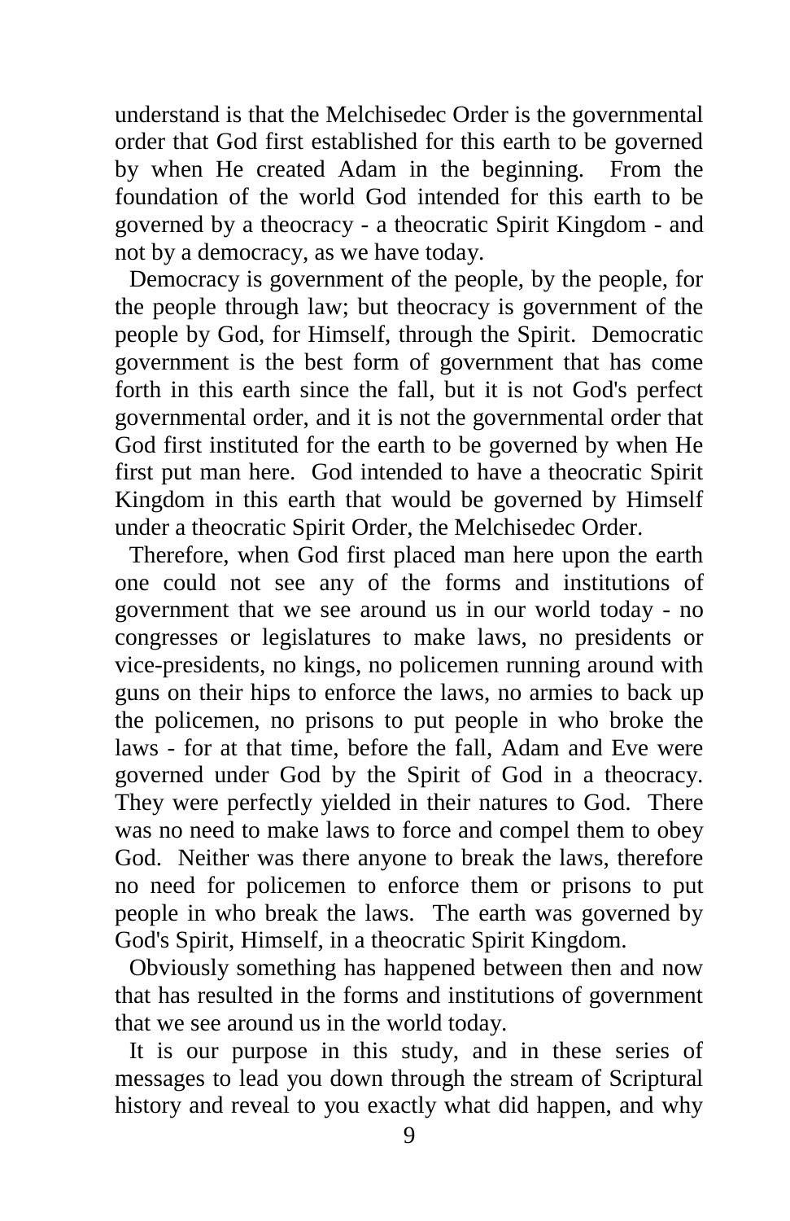understand is that the Melchisedec Order is the governmental order that God first established for this earth to be governed by when He created Adam in the beginning. From the foundation of the world God intended for this earth to be governed by a theocracy - a theocratic Spirit Kingdom - and not by a democracy, as we have today.

Democracy is government of the people, by the people, for the people through law; but theocracy is government of the people by God, for Himself, through the Spirit. Democratic government is the best form of government that has come forth in this earth since the fall, but it is not God's perfect governmental order, and it is not the governmental order that God first instituted for the earth to be governed by when He first put man here. God intended to have a theocratic Spirit Kingdom in this earth that would be governed by Himself under a theocratic Spirit Order, the Melchisedec Order.

Therefore, when God first placed man here upon the earth one could not see any of the forms and institutions of government that we see around us in our world today - no congresses or legislatures to make laws, no presidents or vice-presidents, no kings, no policemen running around with guns on their hips to enforce the laws, no armies to back up the policemen, no prisons to put people in who broke the laws - for at that time, before the fall, Adam and Eve were governed under God by the Spirit of God in a theocracy. They were perfectly yielded in their natures to God. There was no need to make laws to force and compel them to obey God. Neither was there anyone to break the laws, therefore no need for policemen to enforce them or prisons to put people in who break the laws. The earth was governed by God's Spirit, Himself, in a theocratic Spirit Kingdom.

Obviously something has happened between then and now that has resulted in the forms and institutions of government that we see around us in the world today.

It is our purpose in this study, and in these series of messages to lead you down through the stream of Scriptural history and reveal to you exactly what did happen, and why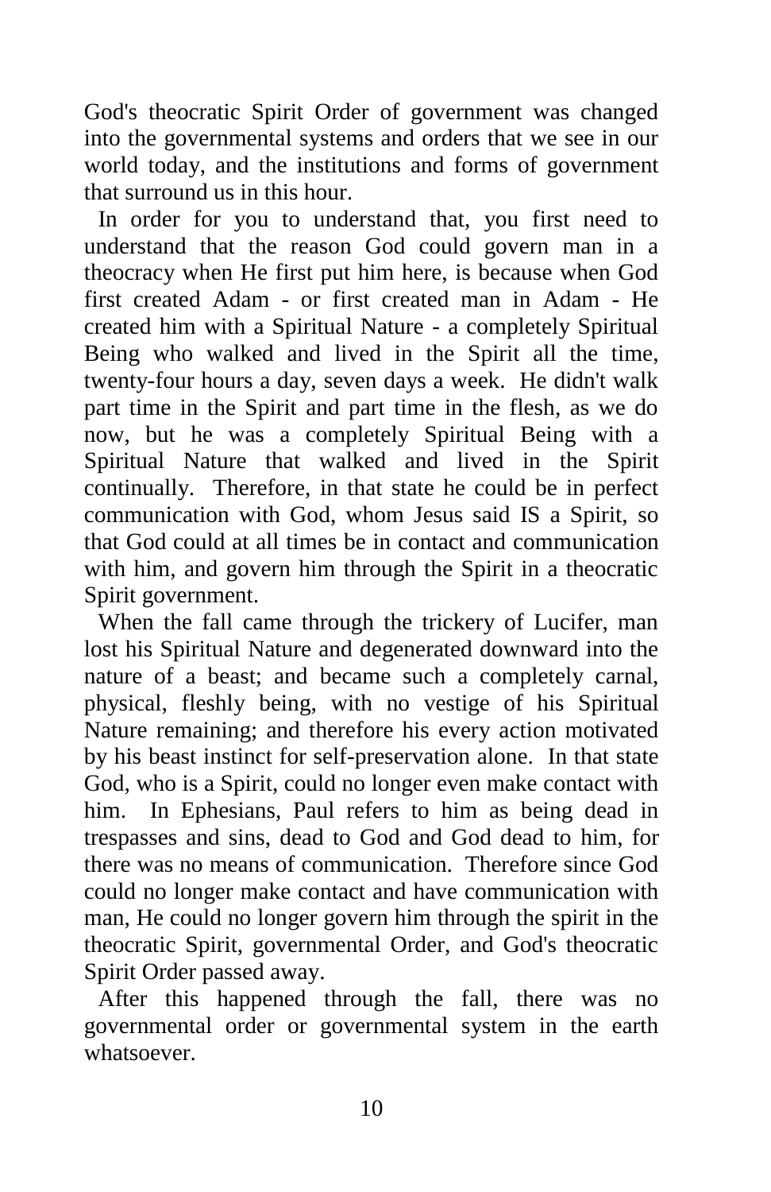God's theocratic Spirit Order of government was changed into the governmental systems and orders that we see in our world today, and the institutions and forms of government that surround us in this hour.

In order for you to understand that, you first need to understand that the reason God could govern man in a theocracy when He first put him here, is because when God first created Adam - or first created man in Adam - He created him with a Spiritual Nature - a completely Spiritual Being who walked and lived in the Spirit all the time, twenty-four hours a day, seven days a week. He didn't walk part time in the Spirit and part time in the flesh, as we do now, but he was a completely Spiritual Being with a Spiritual Nature that walked and lived in the Spirit continually. Therefore, in that state he could be in perfect communication with God, whom Jesus said IS a Spirit, so that God could at all times be in contact and communication with him, and govern him through the Spirit in a theocratic Spirit government.

When the fall came through the trickery of Lucifer, man lost his Spiritual Nature and degenerated downward into the nature of a beast; and became such a completely carnal, physical, fleshly being, with no vestige of his Spiritual Nature remaining; and therefore his every action motivated by his beast instinct for self-preservation alone. In that state God, who is a Spirit, could no longer even make contact with him. In Ephesians, Paul refers to him as being dead in trespasses and sins, dead to God and God dead to him, for there was no means of communication. Therefore since God could no longer make contact and have communication with man, He could no longer govern him through the spirit in the theocratic Spirit, governmental Order, and God's theocratic Spirit Order passed away.

After this happened through the fall, there was no governmental order or governmental system in the earth whatsoever.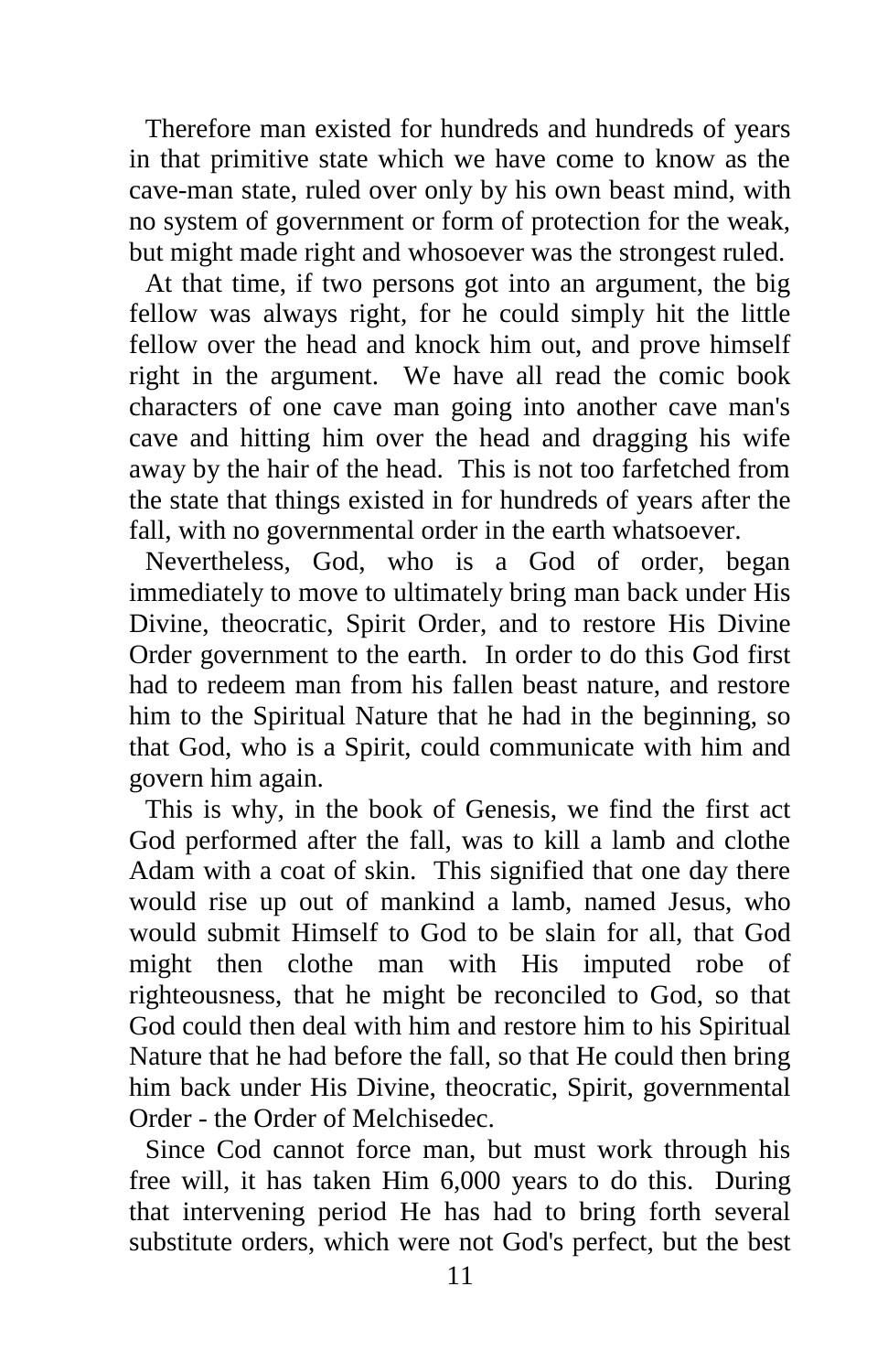Therefore man existed for hundreds and hundreds of years in that primitive state which we have come to know as the cave-man state, ruled over only by his own beast mind, with no system of government or form of protection for the weak, but might made right and whosoever was the strongest ruled.

At that time, if two persons got into an argument, the big fellow was always right, for he could simply hit the little fellow over the head and knock him out, and prove himself right in the argument. We have all read the comic book characters of one cave man going into another cave man's cave and hitting him over the head and dragging his wife away by the hair of the head. This is not too farfetched from the state that things existed in for hundreds of years after the fall, with no governmental order in the earth whatsoever.

Nevertheless, God, who is a God of order, began immediately to move to ultimately bring man back under His Divine, theocratic, Spirit Order, and to restore His Divine Order government to the earth. In order to do this God first had to redeem man from his fallen beast nature, and restore him to the Spiritual Nature that he had in the beginning, so that God, who is a Spirit, could communicate with him and govern him again.

This is why, in the book of Genesis, we find the first act God performed after the fall, was to kill a lamb and clothe Adam with a coat of skin. This signified that one day there would rise up out of mankind a lamb, named Jesus, who would submit Himself to God to be slain for all, that God might then clothe man with His imputed robe of righteousness, that he might be reconciled to God, so that God could then deal with him and restore him to his Spiritual Nature that he had before the fall, so that He could then bring him back under His Divine, theocratic, Spirit, governmental Order - the Order of Melchisedec.

Since Cod cannot force man, but must work through his free will, it has taken Him 6,000 years to do this. During that intervening period He has had to bring forth several substitute orders, which were not God's perfect, but the best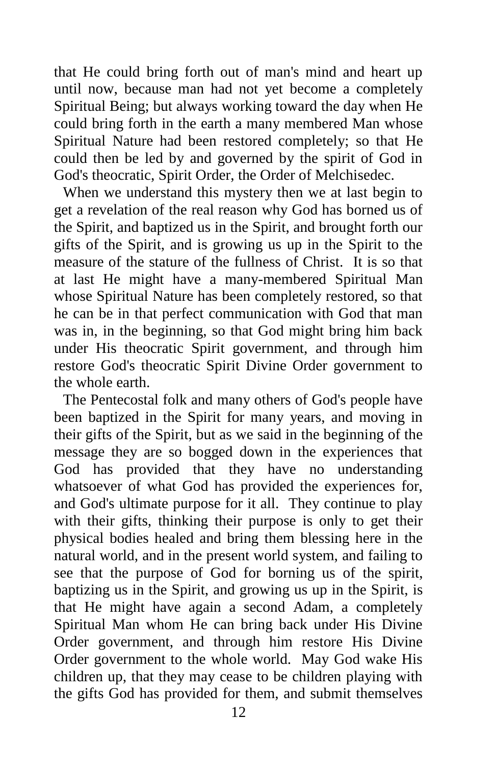that He could bring forth out of man's mind and heart up until now, because man had not yet become a completely Spiritual Being; but always working toward the day when He could bring forth in the earth a many membered Man whose Spiritual Nature had been restored completely; so that He could then be led by and governed by the spirit of God in God's theocratic, Spirit Order, the Order of Melchisedec.

When we understand this mystery then we at last begin to get a revelation of the real reason why God has borned us of the Spirit, and baptized us in the Spirit, and brought forth our gifts of the Spirit, and is growing us up in the Spirit to the measure of the stature of the fullness of Christ. It is so that at last He might have a many-membered Spiritual Man whose Spiritual Nature has been completely restored, so that he can be in that perfect communication with God that man was in, in the beginning, so that God might bring him back under His theocratic Spirit government, and through him restore God's theocratic Spirit Divine Order government to the whole earth.

The Pentecostal folk and many others of God's people have been baptized in the Spirit for many years, and moving in their gifts of the Spirit, but as we said in the beginning of the message they are so bogged down in the experiences that God has provided that they have no understanding whatsoever of what God has provided the experiences for, and God's ultimate purpose for it all. They continue to play with their gifts, thinking their purpose is only to get their physical bodies healed and bring them blessing here in the natural world, and in the present world system, and failing to see that the purpose of God for borning us of the spirit, baptizing us in the Spirit, and growing us up in the Spirit, is that He might have again a second Adam, a completely Spiritual Man whom He can bring back under His Divine Order government, and through him restore His Divine Order government to the whole world. May God wake His children up, that they may cease to be children playing with the gifts God has provided for them, and submit themselves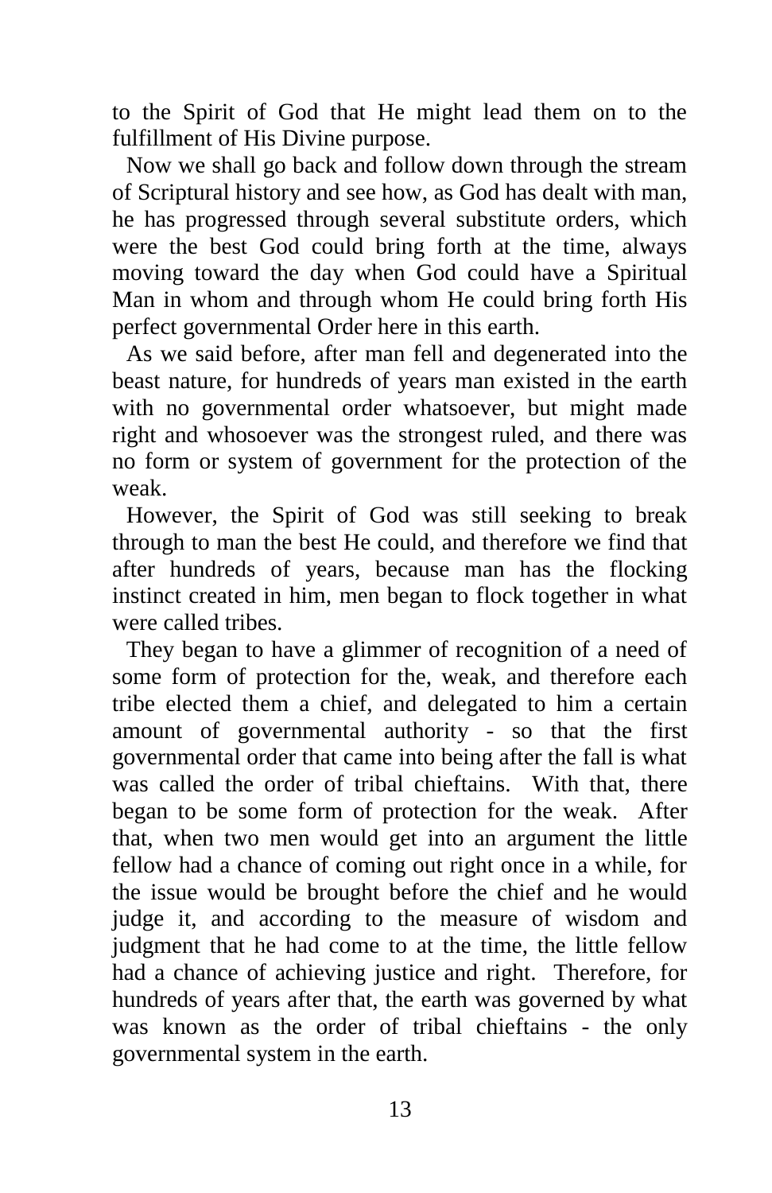to the Spirit of God that He might lead them on to the fulfillment of His Divine purpose.

Now we shall go back and follow down through the stream of Scriptural history and see how, as God has dealt with man, he has progressed through several substitute orders, which were the best God could bring forth at the time, always moving toward the day when God could have a Spiritual Man in whom and through whom He could bring forth His perfect governmental Order here in this earth.

As we said before, after man fell and degenerated into the beast nature, for hundreds of years man existed in the earth with no governmental order whatsoever, but might made right and whosoever was the strongest ruled, and there was no form or system of government for the protection of the weak.

However, the Spirit of God was still seeking to break through to man the best He could, and therefore we find that after hundreds of years, because man has the flocking instinct created in him, men began to flock together in what were called tribes.

They began to have a glimmer of recognition of a need of some form of protection for the, weak, and therefore each tribe elected them a chief, and delegated to him a certain amount of governmental authority - so that the first governmental order that came into being after the fall is what was called the order of tribal chieftains. With that, there began to be some form of protection for the weak. After that, when two men would get into an argument the little fellow had a chance of coming out right once in a while, for the issue would be brought before the chief and he would judge it, and according to the measure of wisdom and judgment that he had come to at the time, the little fellow had a chance of achieving justice and right. Therefore, for hundreds of years after that, the earth was governed by what was known as the order of tribal chieftains - the only governmental system in the earth.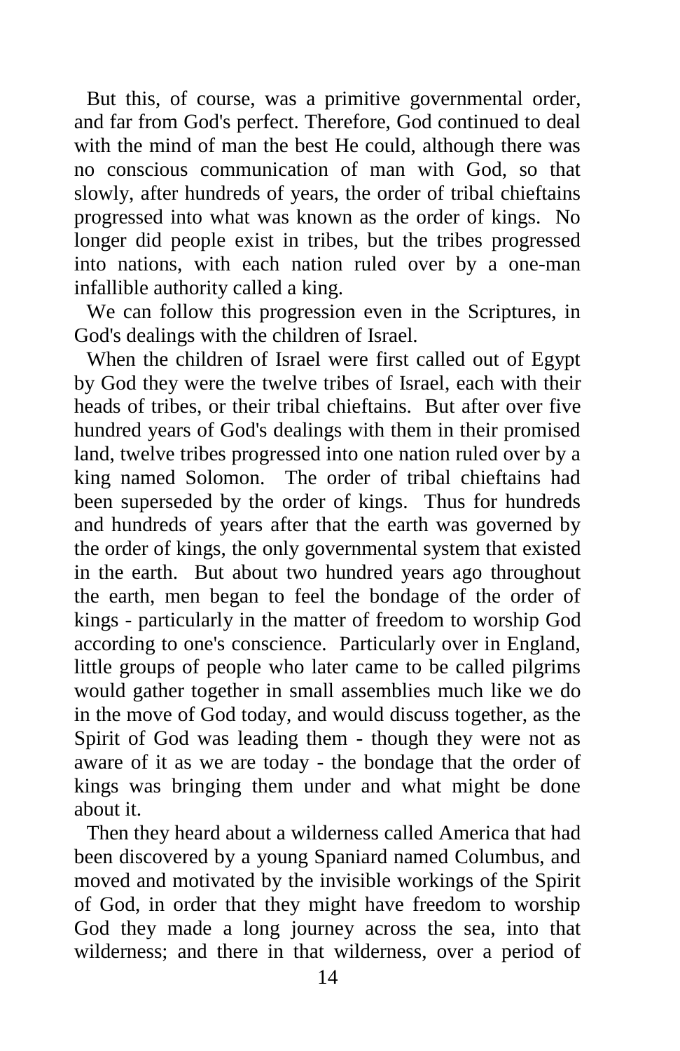But this, of course, was a primitive governmental order, and far from God's perfect. Therefore, God continued to deal with the mind of man the best He could, although there was no conscious communication of man with God, so that slowly, after hundreds of years, the order of tribal chieftains progressed into what was known as the order of kings. No longer did people exist in tribes, but the tribes progressed into nations, with each nation ruled over by a one-man infallible authority called a king.

We can follow this progression even in the Scriptures, in God's dealings with the children of Israel.

When the children of Israel were first called out of Egypt by God they were the twelve tribes of Israel, each with their heads of tribes, or their tribal chieftains. But after over five hundred years of God's dealings with them in their promised land, twelve tribes progressed into one nation ruled over by a king named Solomon. The order of tribal chieftains had been superseded by the order of kings. Thus for hundreds and hundreds of years after that the earth was governed by the order of kings, the only governmental system that existed in the earth. But about two hundred years ago throughout the earth, men began to feel the bondage of the order of kings - particularly in the matter of freedom to worship God according to one's conscience. Particularly over in England, little groups of people who later came to be called pilgrims would gather together in small assemblies much like we do in the move of God today, and would discuss together, as the Spirit of God was leading them - though they were not as aware of it as we are today - the bondage that the order of kings was bringing them under and what might be done about it.

Then they heard about a wilderness called America that had been discovered by a young Spaniard named Columbus, and moved and motivated by the invisible workings of the Spirit of God, in order that they might have freedom to worship God they made a long journey across the sea, into that wilderness; and there in that wilderness, over a period of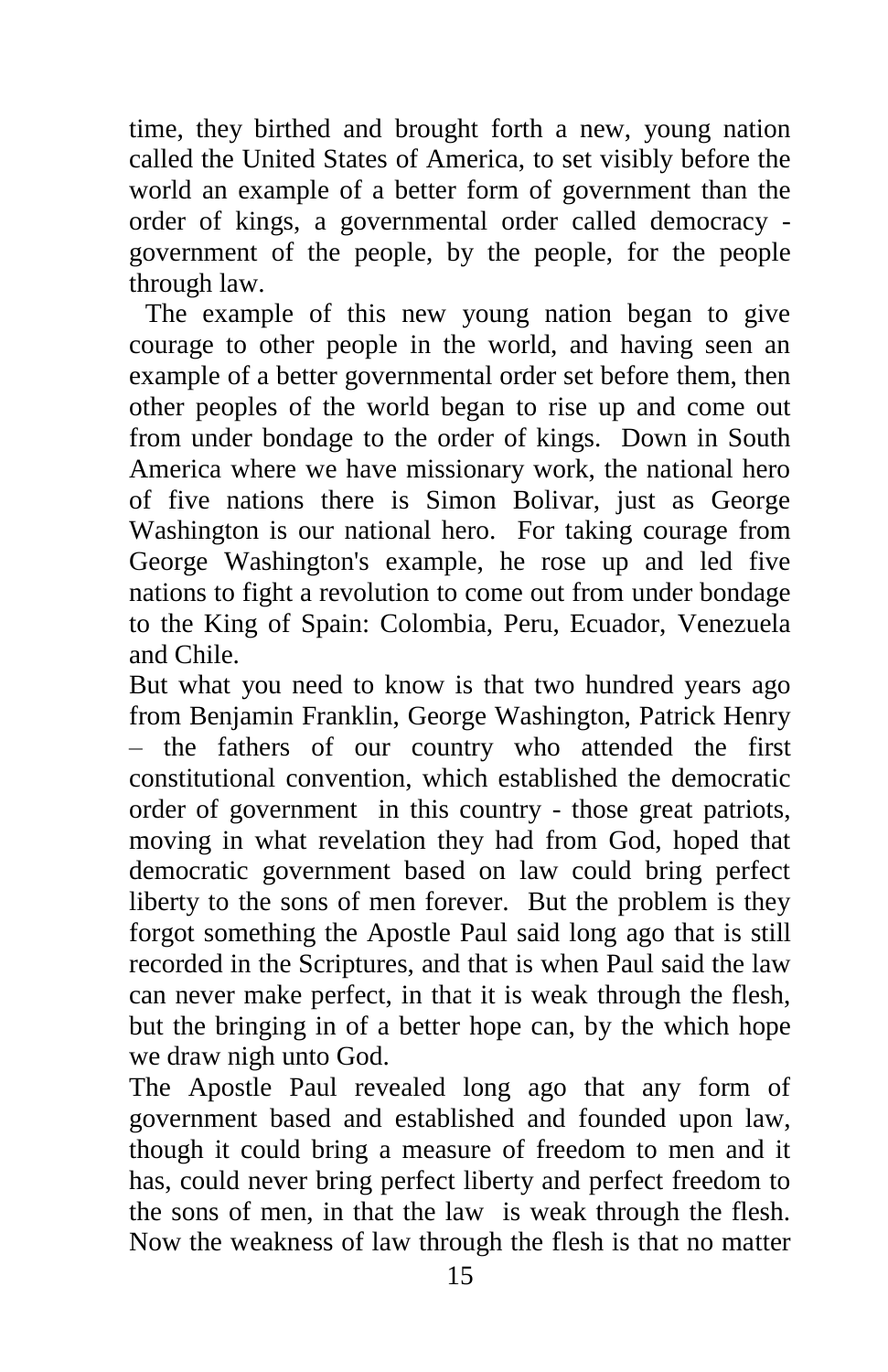time, they birthed and brought forth a new, young nation called the United States of America, to set visibly before the world an example of a better form of government than the order of kings, a governmental order called democracy - government of the people, by the people, for the people through law.

The example of this new young nation began to give courage to other people in the world, and having seen an example of a better governmental order set before them, then other peoples of the world began to rise up and come out from under bondage to the order of kings. Down in South America where we have missionary work, the national hero of five nations there is Simon Bolivar, just as George Washington is our national hero. For taking courage from George Washington's example, he rose up and led five nations to fight a revolution to come out from under bondage to the King of Spain: Colombia, Peru, Ecuador, Venezuela and Chile.

But what you need to know is that two hundred years ago from Benjamin Franklin, George Washington, Patrick Henry – the fathers of our country who attended the first constitutional convention, which established the democratic order of government in this country - those great patriots, moving in what revelation they had from God, hoped that democratic government based on law could bring perfect liberty to the sons of men forever. But the problem is they forgot something the Apostle Paul said long ago that is still recorded in the Scriptures, and that is when Paul said the law can never make perfect, in that it is weak through the flesh, but the bringing in of a better hope can, by the which hope we draw nigh unto God.

The Apostle Paul revealed long ago that any form of government based and established and founded upon law, though it could bring a measure of freedom to men and it has, could never bring perfect liberty and perfect freedom to the sons of men, in that the law is weak through the flesh. Now the weakness of law through the flesh is that no matter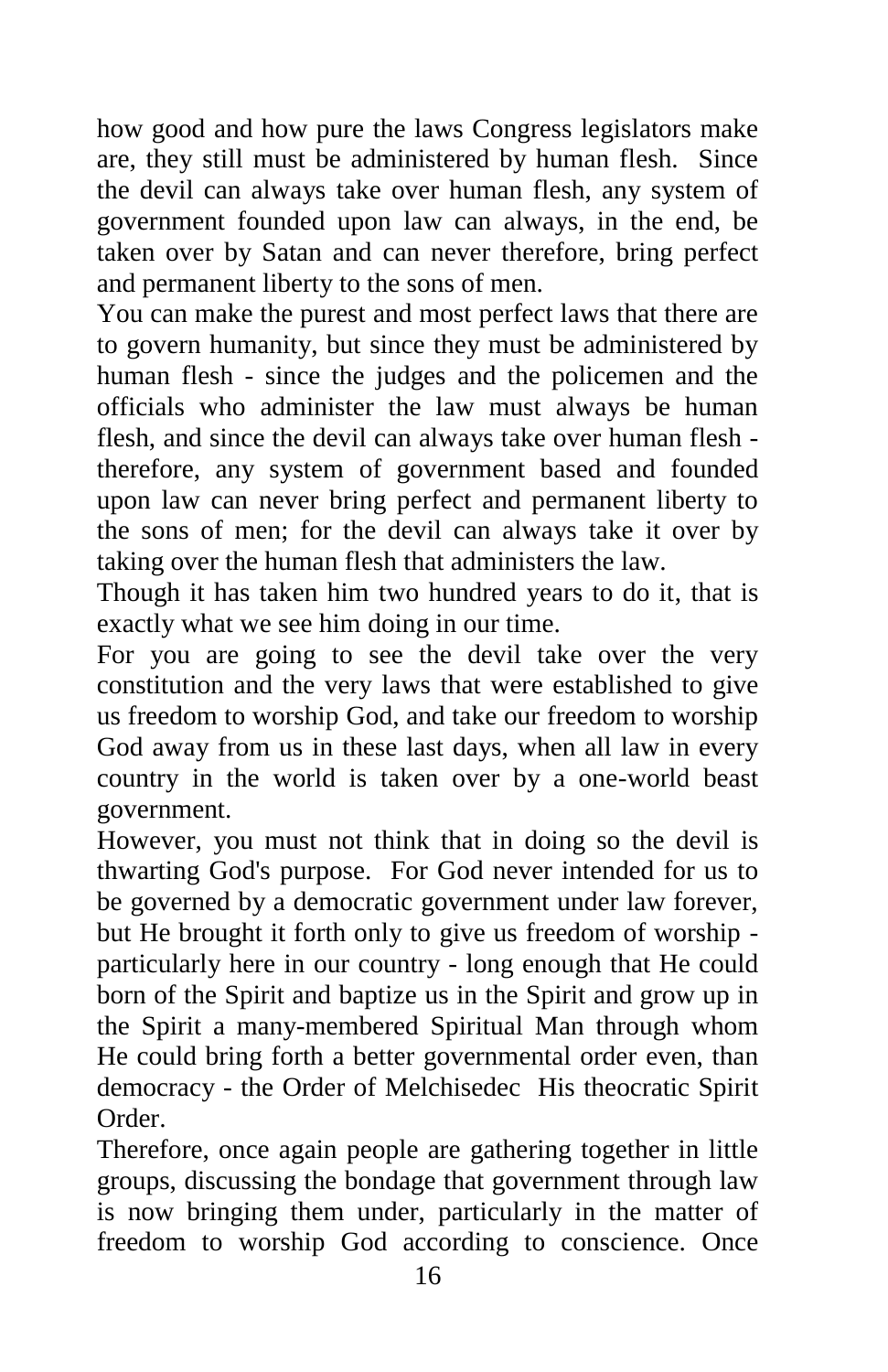how good and how pure the laws Congress legislators make are, they still must be administered by human flesh. Since the devil can always take over human flesh, any system of government founded upon law can always, in the end, be taken over by Satan and can never therefore, bring perfect and permanent liberty to the sons of men.

You can make the purest and most perfect laws that there are to govern humanity, but since they must be administered by human flesh - since the judges and the policemen and the officials who administer the law must always be human flesh, and since the devil can always take over human flesh - therefore, any system of government based and founded upon law can never bring perfect and permanent liberty to the sons of men; for the devil can always take it over by taking over the human flesh that administers the law.

Though it has taken him two hundred years to do it, that is exactly what we see him doing in our time.

For you are going to see the devil take over the very constitution and the very laws that were established to give us freedom to worship God, and take our freedom to worship God away from us in these last days, when all law in every country in the world is taken over by a one-world beast government.

However, you must not think that in doing so the devil is thwarting God's purpose. For God never intended for us to be governed by a democratic government under law forever, but He brought it forth only to give us freedom of worship - particularly here in our country - long enough that He could born of the Spirit and baptize us in the Spirit and grow up in the Spirit a many-membered Spiritual Man through whom He could bring forth a better governmental order even, than democracy - the Order of Melchisedec His theocratic Spirit Order.

Therefore, once again people are gathering together in little groups, discussing the bondage that government through law is now bringing them under, particularly in the matter of freedom to worship God according to conscience. Once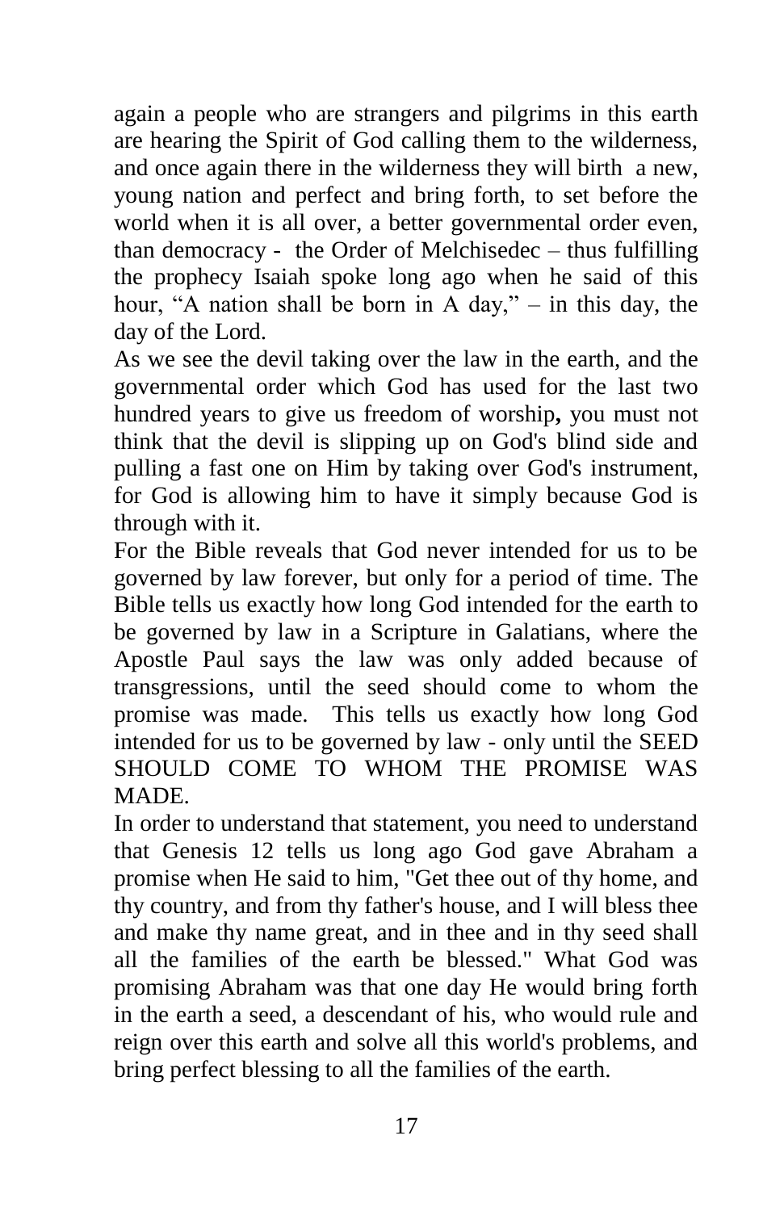again a people who are strangers and pilgrims in this earth are hearing the Spirit of God calling them to the wilderness, and once again there in the wilderness they will birth a new, young nation and perfect and bring forth, to set before the world when it is all over, a better governmental order even, than democracy - the Order of Melchisedec – thus fulfilling the prophecy Isaiah spoke long ago when he said of this hour, "A nation shall be born in A day," – in this day, the day of the Lord.

As we see the devil taking over the law in the earth, and the governmental order which God has used for the last two hundred years to give us freedom of worship**,** you must not think that the devil is slipping up on God's blind side and pulling a fast one on Him by taking over God's instrument, for God is allowing him to have it simply because God is through with it.

For the Bible reveals that God never intended for us to be governed by law forever, but only for a period of time. The Bible tells us exactly how long God intended for the earth to be governed by law in a Scripture in Galatians, where the Apostle Paul says the law was only added because of transgressions, until the seed should come to whom the promise was made. This tells us exactly how long God intended for us to be governed by law - only until the SEED SHOULD COME TO WHOM THE PROMISE WAS MADE.

In order to understand that statement, you need to understand that Genesis 12 tells us long ago God gave Abraham a promise when He said to him, "Get thee out of thy home, and thy country, and from thy father's house, and I will bless thee and make thy name great, and in thee and in thy seed shall all the families of the earth be blessed." What God was promising Abraham was that one day He would bring forth in the earth a seed, a descendant of his, who would rule and reign over this earth and solve all this world's problems, and bring perfect blessing to all the families of the earth.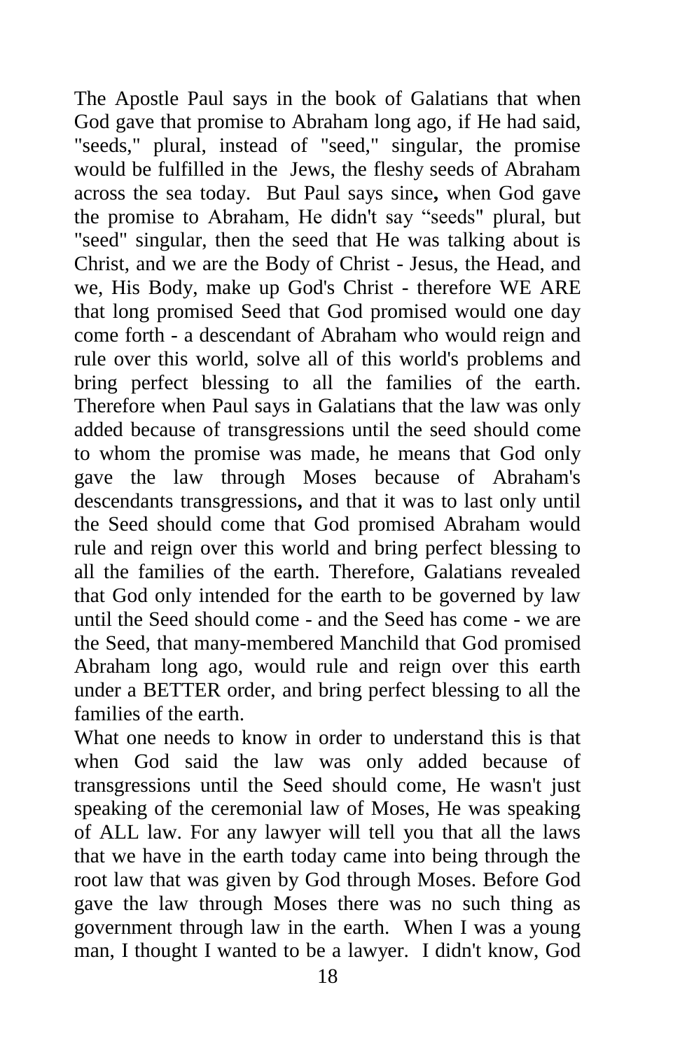The Apostle Paul says in the book of Galatians that when God gave that promise to Abraham long ago, if He had said, "seeds," plural, instead of "seed," singular, the promise would be fulfilled in the Jews, the fleshy seeds of Abraham across the sea today. But Paul says since**,** when God gave the promise to Abraham, He didn't say "seeds" plural, but "seed" singular, then the seed that He was talking about is Christ, and we are the Body of Christ - Jesus, the Head, and we, His Body, make up God's Christ - therefore WE ARE that long promised Seed that God promised would one day come forth - a descendant of Abraham who would reign and rule over this world, solve all of this world's problems and bring perfect blessing to all the families of the earth. Therefore when Paul says in Galatians that the law was only added because of transgressions until the seed should come to whom the promise was made, he means that God only gave the law through Moses because of Abraham's descendants transgressions**,** and that it was to last only until the Seed should come that God promised Abraham would rule and reign over this world and bring perfect blessing to all the families of the earth. Therefore, Galatians revealed that God only intended for the earth to be governed by law until the Seed should come - and the Seed has come - we are the Seed, that many-membered Manchild that God promised Abraham long ago, would rule and reign over this earth under a BETTER order, and bring perfect blessing to all the families of the earth.

What one needs to know in order to understand this is that when God said the law was only added because of transgressions until the Seed should come, He wasn't just speaking of the ceremonial law of Moses, He was speaking of ALL law. For any lawyer will tell you that all the laws that we have in the earth today came into being through the root law that was given by God through Moses. Before God gave the law through Moses there was no such thing as government through law in the earth. When I was a young man, I thought I wanted to be a lawyer. I didn't know, God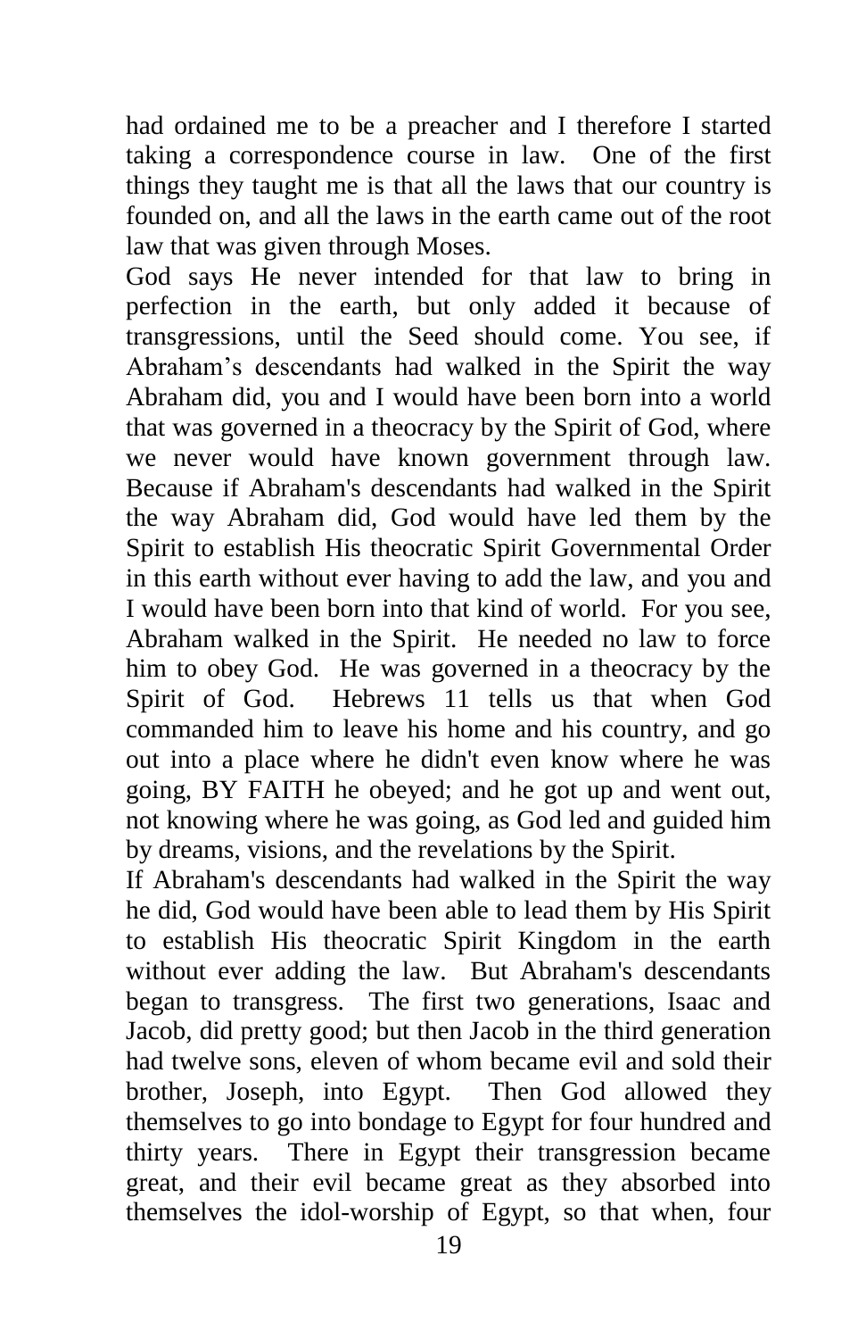had ordained me to be a preacher and I therefore I started taking a correspondence course in law. One of the first things they taught me is that all the laws that our country is founded on, and all the laws in the earth came out of the root law that was given through Moses.

God says He never intended for that law to bring in perfection in the earth, but only added it because of transgressions, until the Seed should come. You see, if Abraham's descendants had walked in the Spirit the way Abraham did, you and I would have been born into a world that was governed in a theocracy by the Spirit of God, where we never would have known government through law. Because if Abraham's descendants had walked in the Spirit the way Abraham did, God would have led them by the Spirit to establish His theocratic Spirit Governmental Order in this earth without ever having to add the law, and you and I would have been born into that kind of world. For you see, Abraham walked in the Spirit. He needed no law to force him to obey God. He was governed in a theocracy by the Spirit of God. Hebrews 11 tells us that when God commanded him to leave his home and his country, and go out into a place where he didn't even know where he was going, BY FAITH he obeyed; and he got up and went out, not knowing where he was going, as God led and guided him by dreams, visions, and the revelations by the Spirit.

If Abraham's descendants had walked in the Spirit the way he did, God would have been able to lead them by His Spirit to establish His theocratic Spirit Kingdom in the earth without ever adding the law. But Abraham's descendants began to transgress. The first two generations, Isaac and Jacob, did pretty good; but then Jacob in the third generation had twelve sons, eleven of whom became evil and sold their brother, Joseph, into Egypt. Then God allowed they themselves to go into bondage to Egypt for four hundred and thirty years. There in Egypt their transgression became great, and their evil became great as they absorbed into themselves the idol-worship of Egypt, so that when, four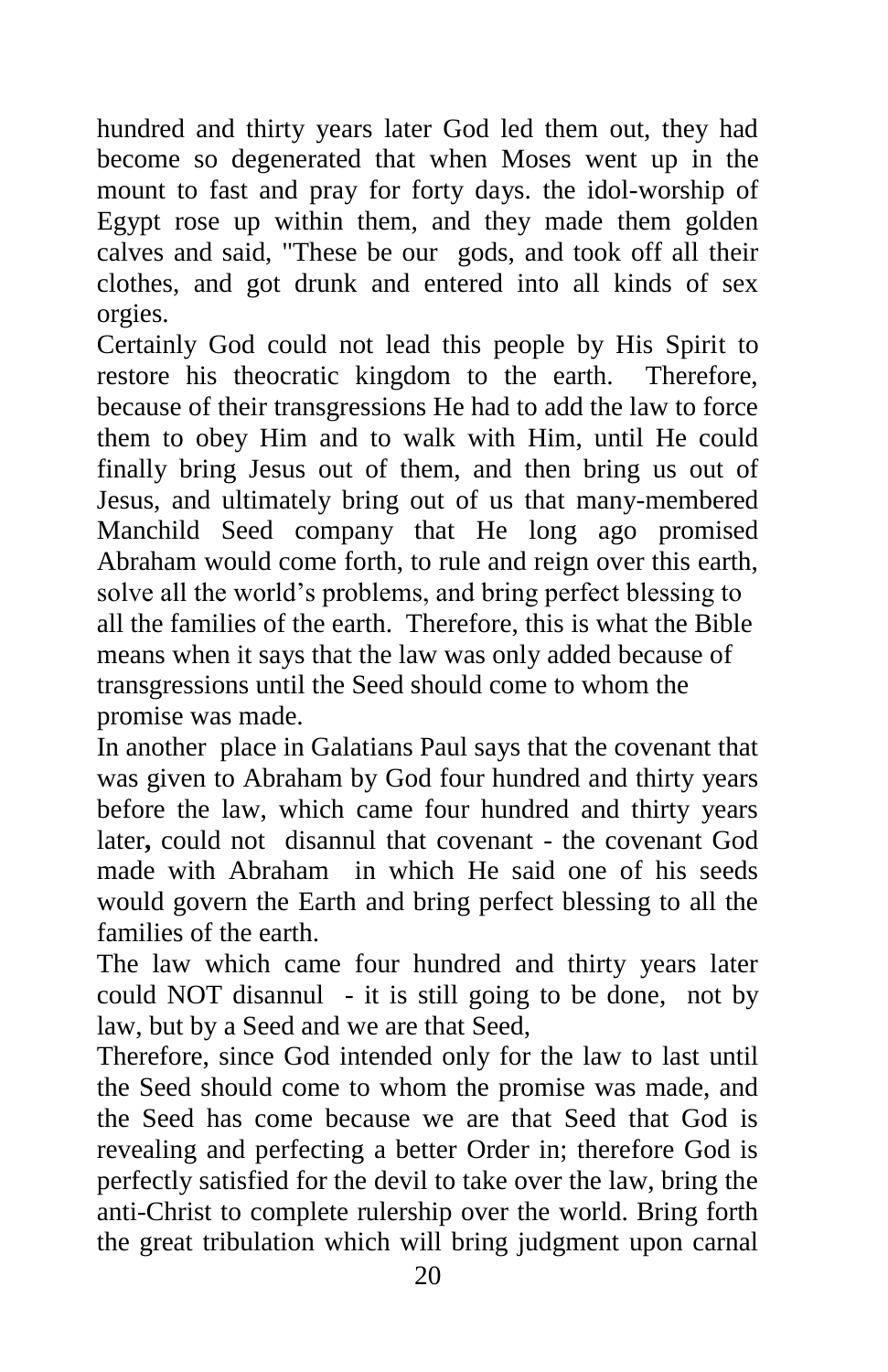hundred and thirty years later God led them out, they had become so degenerated that when Moses went up in the mount to fast and pray for forty days. the idol-worship of Egypt rose up within them, and they made them golden calves and said, "These be our gods, and took off all their clothes, and got drunk and entered into all kinds of sex orgies.

Certainly God could not lead this people by His Spirit to restore his theocratic kingdom to the earth. Therefore, because of their transgressions He had to add the law to force them to obey Him and to walk with Him, until He could finally bring Jesus out of them, and then bring us out of Jesus, and ultimately bring out of us that many-membered Manchild Seed company that He long ago promised Abraham would come forth, to rule and reign over this earth, solve all the world's problems, and bring perfect blessing to all the families of the earth. Therefore, this is what the Bible means when it says that the law was only added because of transgressions until the Seed should come to whom the promise was made.

In another place in Galatians Paul says that the covenant that was given to Abraham by God four hundred and thirty years before the law, which came four hundred and thirty years later**,** could not disannul that covenant - the covenant God made with Abraham in which He said one of his seeds would govern the Earth and bring perfect blessing to all the families of the earth.

The law which came four hundred and thirty years later could NOT disannul - it is still going to be done, not by law, but by a Seed and we are that Seed,

Therefore, since God intended only for the law to last until the Seed should come to whom the promise was made, and the Seed has come because we are that Seed that God is revealing and perfecting a better Order in; therefore God is perfectly satisfied for the devil to take over the law, bring the anti-Christ to complete rulership over the world. Bring forth the great tribulation which will bring judgment upon carnal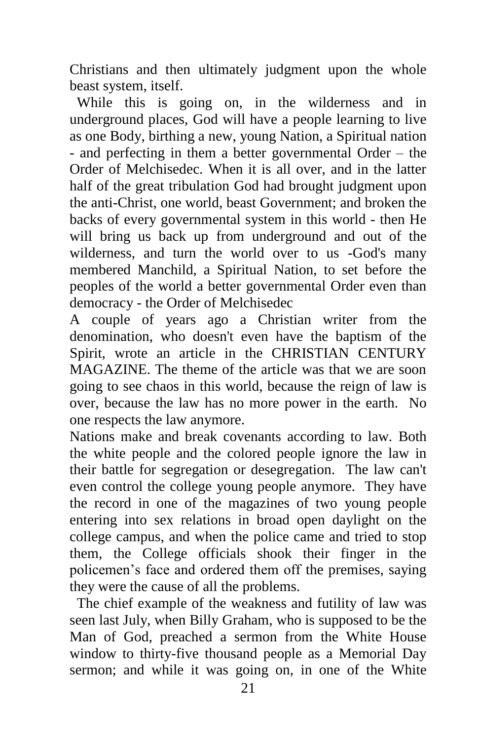Christians and then ultimately judgment upon the whole beast system, itself.

While this is going on, in the wilderness and in underground places, God will have a people learning to live as one Body, birthing a new, young Nation, a Spiritual nation - and perfecting in them a better governmental Order – the Order of Melchisedec. When it is all over, and in the latter half of the great tribulation God had brought judgment upon the anti-Christ, one world, beast Government; and broken the backs of every governmental system in this world - then He will bring us back up from underground and out of the wilderness, and turn the world over to us -God's many membered Manchild, a Spiritual Nation, to set before the peoples of the world a better governmental Order even than democracy - the Order of Melchisedec

A couple of years ago a Christian writer from the denomination, who doesn't even have the baptism of the Spirit, wrote an article in the CHRISTIAN CENTURY MAGAZINE. The theme of the article was that we are soon going to see chaos in this world, because the reign of law is over, because the law has no more power in the earth. No one respects the law anymore.

Nations make and break covenants according to law. Both the white people and the colored people ignore the law in their battle for segregation or desegregation. The law can't even control the college young people anymore. They have the record in one of the magazines of two young people entering into sex relations in broad open daylight on the college campus, and when the police came and tried to stop them, the College officials shook their finger in the policemen's face and ordered them off the premises, saying they were the cause of all the problems.

The chief example of the weakness and futility of law was seen last July, when Billy Graham, who is supposed to be the Man of God, preached a sermon from the White House window to thirty-five thousand people as a Memorial Day sermon; and while it was going on, in one of the White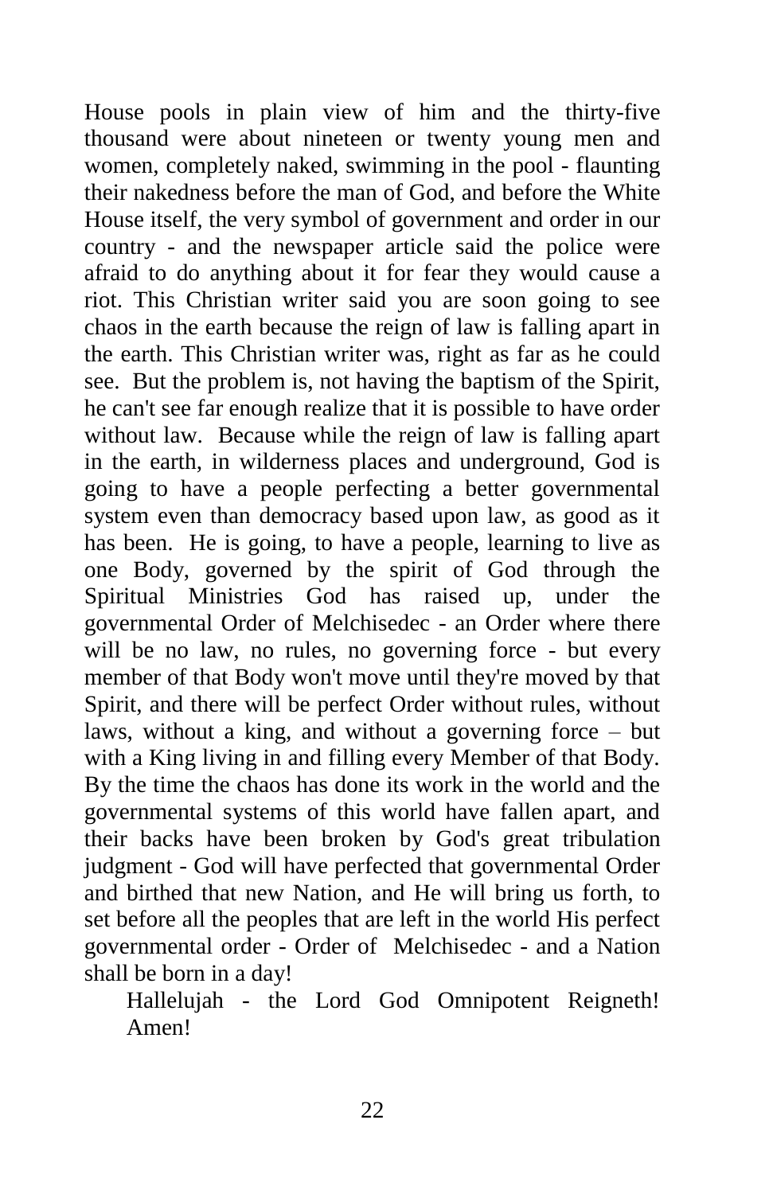House pools in plain view of him and the thirty-five thousand were about nineteen or twenty young men and women, completely naked, swimming in the pool - flaunting their nakedness before the man of God, and before the White House itself, the very symbol of government and order in our country - and the newspaper article said the police were afraid to do anything about it for fear they would cause a riot. This Christian writer said you are soon going to see chaos in the earth because the reign of law is falling apart in the earth. This Christian writer was, right as far as he could see. But the problem is, not having the baptism of the Spirit, he can't see far enough realize that it is possible to have order without law. Because while the reign of law is falling apart in the earth, in wilderness places and underground, God is going to have a people perfecting a better governmental system even than democracy based upon law, as good as it has been. He is going, to have a people, learning to live as one Body, governed by the spirit of God through the Spiritual Ministries God has raised up, under the governmental Order of Melchisedec - an Order where there will be no law, no rules, no governing force - but every member of that Body won't move until they're moved by that Spirit, and there will be perfect Order without rules, without laws, without a king, and without a governing force – but with a King living in and filling every Member of that Body. By the time the chaos has done its work in the world and the governmental systems of this world have fallen apart, and their backs have been broken by God's great tribulation judgment - God will have perfected that governmental Order and birthed that new Nation, and He will bring us forth, to set before all the peoples that are left in the world His perfect governmental order - Order of Melchisedec - and a Nation shall be born in a day!

Hallelujah - the Lord God Omnipotent Reigneth! Amen!